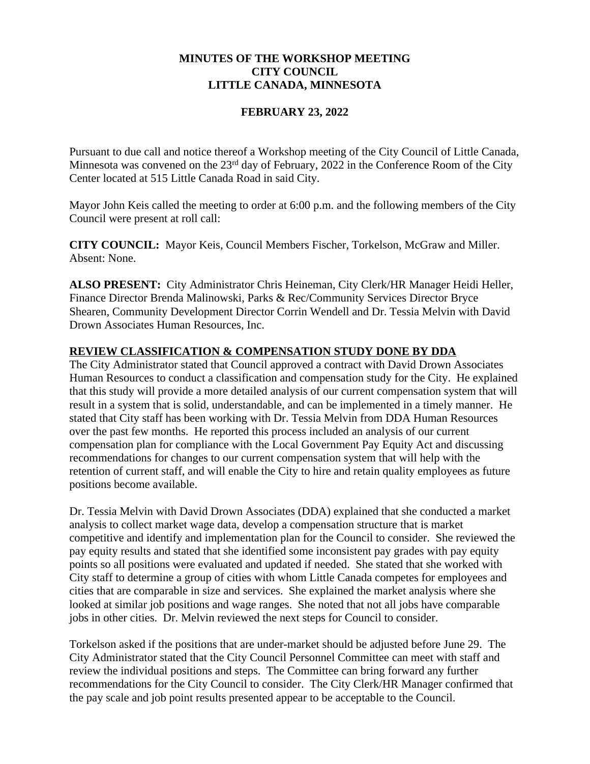**MINUTES OF THE WORKSHOP MEETING**
**CITY COUNCIL**
**LITTLE CANADA, MINNESOTA**

**FEBRUARY 23, 2022**

Pursuant to due call and notice thereof a Workshop meeting of the City Council of Little Canada, Minnesota was convened on the 23rd day of February, 2022 in the Conference Room of the City Center located at 515 Little Canada Road in said City.

Mayor John Keis called the meeting to order at 6:00 p.m. and the following members of the City Council were present at roll call:

**CITY COUNCIL:** Mayor Keis, Council Members Fischer, Torkelson, McGraw and Miller. Absent: None.

**ALSO PRESENT:** City Administrator Chris Heineman, City Clerk/HR Manager Heidi Heller, Finance Director Brenda Malinowski, Parks & Rec/Community Services Director Bryce Shearen, Community Development Director Corrin Wendell and Dr. Tessia Melvin with David Drown Associates Human Resources, Inc.

**REVIEW CLASSIFICATION & COMPENSATION STUDY DONE BY DDA**

The City Administrator stated that Council approved a contract with David Drown Associates Human Resources to conduct a classification and compensation study for the City. He explained that this study will provide a more detailed analysis of our current compensation system that will result in a system that is solid, understandable, and can be implemented in a timely manner. He stated that City staff has been working with Dr. Tessia Melvin from DDA Human Resources over the past few months. He reported this process included an analysis of our current compensation plan for compliance with the Local Government Pay Equity Act and discussing recommendations for changes to our current compensation system that will help with the retention of current staff, and will enable the City to hire and retain quality employees as future positions become available.

Dr. Tessia Melvin with David Drown Associates (DDA) explained that she conducted a market analysis to collect market wage data, develop a compensation structure that is market competitive and identify and implementation plan for the Council to consider. She reviewed the pay equity results and stated that she identified some inconsistent pay grades with pay equity points so all positions were evaluated and updated if needed. She stated that she worked with City staff to determine a group of cities with whom Little Canada competes for employees and cities that are comparable in size and services. She explained the market analysis where she looked at similar job positions and wage ranges. She noted that not all jobs have comparable jobs in other cities. Dr. Melvin reviewed the next steps for Council to consider.

Torkelson asked if the positions that are under-market should be adjusted before June 29. The City Administrator stated that the City Council Personnel Committee can meet with staff and review the individual positions and steps. The Committee can bring forward any further recommendations for the City Council to consider. The City Clerk/HR Manager confirmed that the pay scale and job point results presented appear to be acceptable to the Council.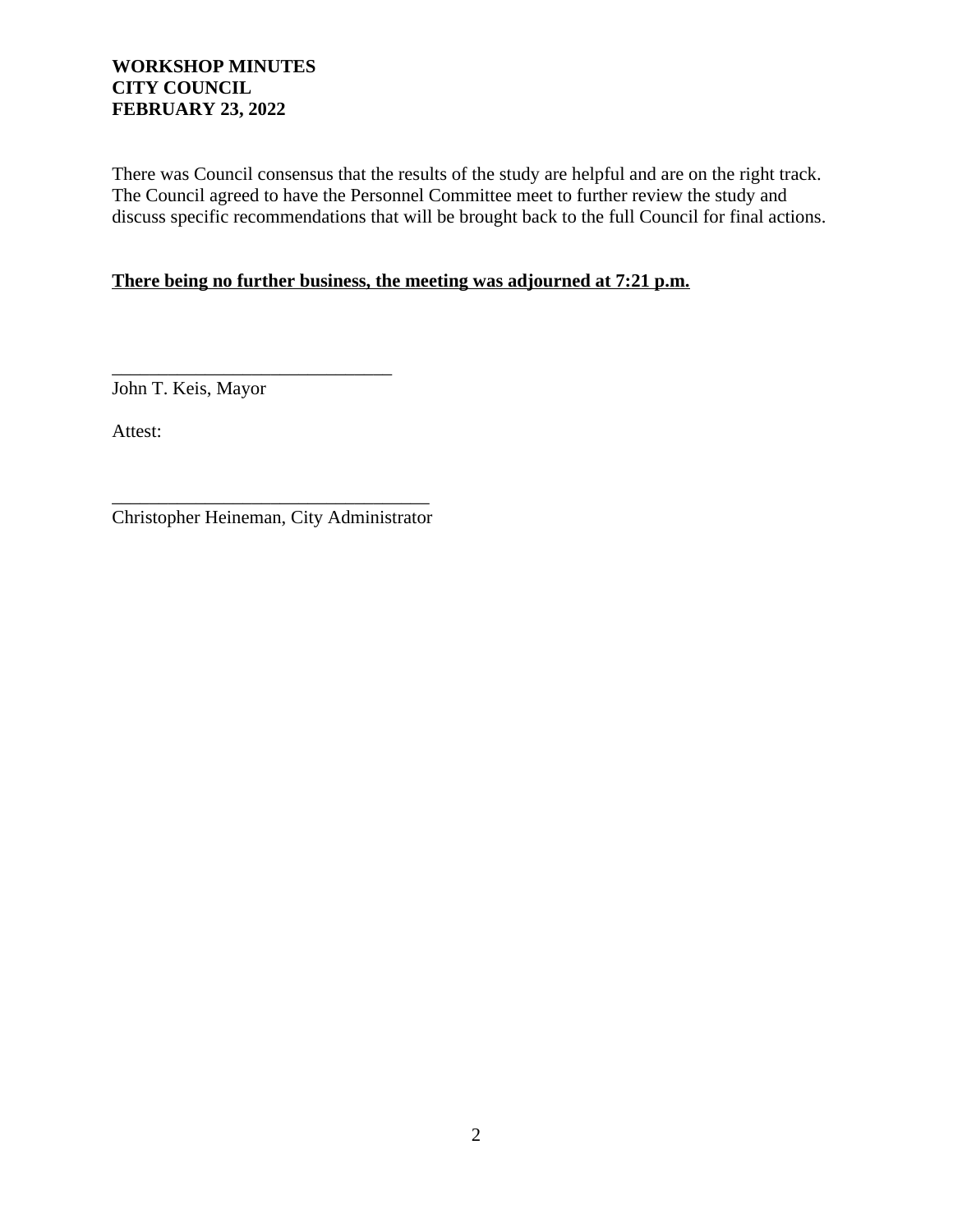There was Council consensus that the results of the study are helpful and are on the right track. The Council agreed to have the Personnel Committee meet to further review the study and discuss specific recommendations that will be brought back to the full Council for final actions.

**There being no further business, the meeting was adjourned at 7:21 p.m.**

______________________________
John T. Keis, Mayor

Attest:

_________________________________
Christopher Heineman, City Administrator